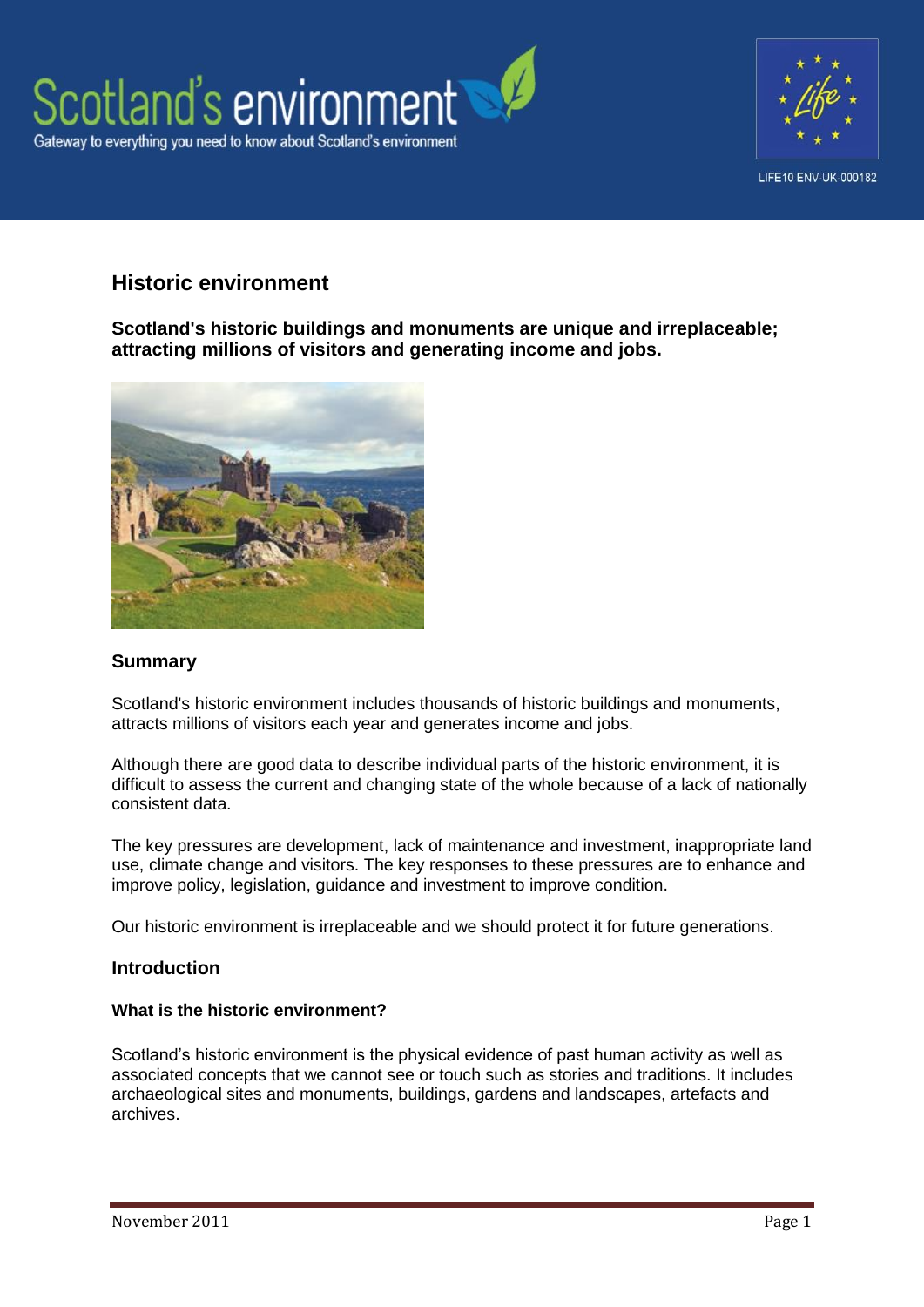# Historic environment

**Scotland's historic buildings and monuments are unique and irreplaceable; attracting millions of visitors and generating income and jobs.**

## Summary

Scotland's historic environment includes thousands of historic buildings and monuments, attracts millions of visitors each year and generates income and jobs.

Although there are good data to describe individual parts of the historic environment, it is difficult to assess the current and changing state of the whole because of a lack of nationally consistent data.

The key pressures are development, lack of maintenance and investment, inappropriate land use, climate change and visitors. The key responses to these pressures are to enhance and improve policy, legislation, guidance and investment to improve condition.

Our historic environment is irreplaceable and we should protect it for future generations.

## Introduction

### What is the historic environment?

Scotland's historic environment is the physical evidence of past human activity as well as associated concepts that we cannot see or touch such as stories and traditions. It includes archaeological sites and monuments, buildings, gardens and landscapes, artefacts and archives.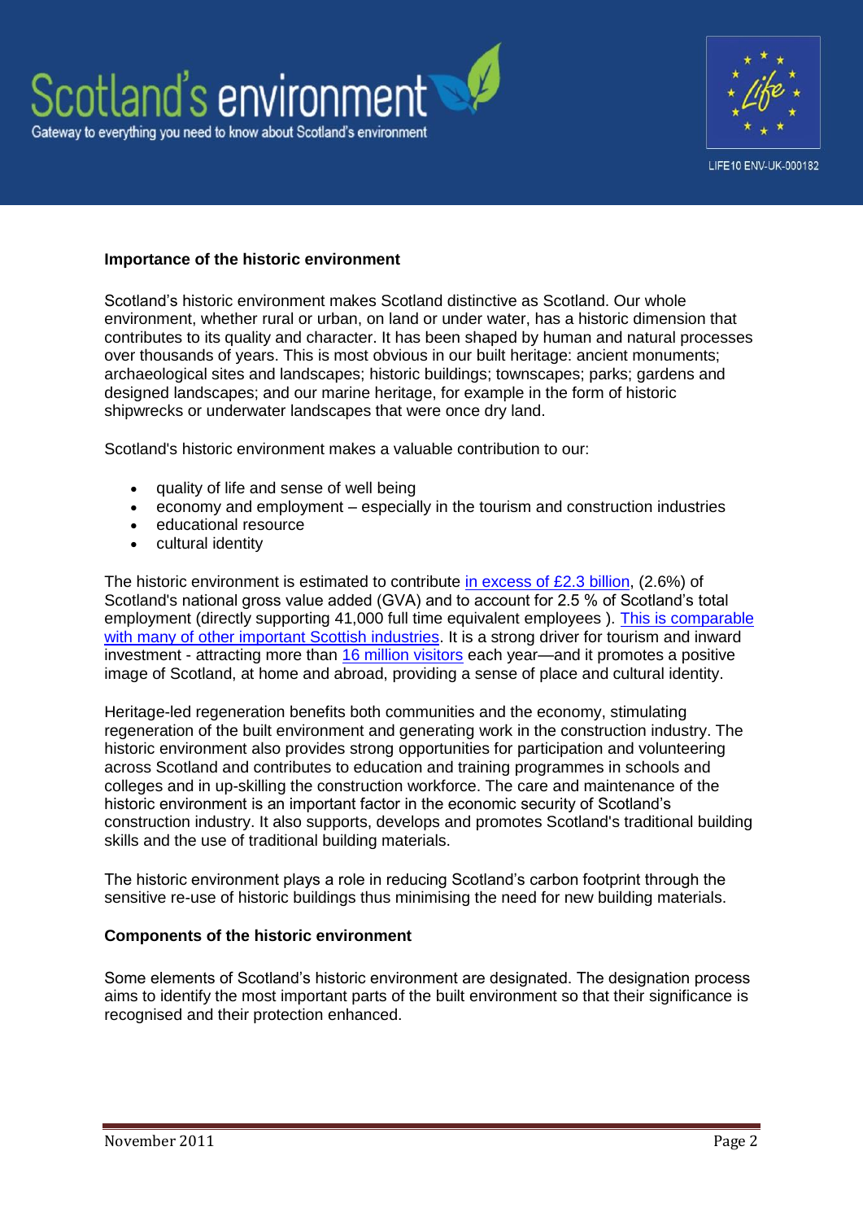**Importance of the historic environment**

Scotland's historic environment makes Scotland distinctive as Scotland. Our whole environment, whether rural or urban, on land or under water, has a historic dimension that contributes to its quality and character. It has been shaped by human and natural processes over thousands of years. This is most obvious in our built heritage: ancient monuments; archaeological sites and landscapes; historic buildings; townscapes; parks; gardens and designed landscapes; and our marine heritage, for example in the form of historic shipwrecks or underwater landscapes that were once dry land.

Scotland's historic environment makes a valuable contribution to our:

- quality of life and sense of well being
- economy and employment – especially in the tourism and construction industries
- educational resource
- cultural identity

The historic environment is estimated to contribute in excess of £2.3 billion, (2.6%) of Scotland's national gross value added (GVA) and to account for 2.5 % of Scotland's total employment (directly supporting 41,000 full time equivalent employees ). This is comparable with many of other important Scottish industries. It is a strong driver for tourism and inward investment - attracting more than 16 million visitors each year—and it promotes a positive image of Scotland, at home and abroad, providing a sense of place and cultural identity.

Heritage-led regeneration benefits both communities and the economy, stimulating regeneration of the built environment and generating work in the construction industry. The historic environment also provides strong opportunities for participation and volunteering across Scotland and contributes to education and training programmes in schools and colleges and in up-skilling the construction workforce. The care and maintenance of the historic environment is an important factor in the economic security of Scotland's construction industry. It also supports, develops and promotes Scotland's traditional building skills and the use of traditional building materials.

The historic environment plays a role in reducing Scotland's carbon footprint through the sensitive re-use of historic buildings thus minimising the need for new building materials.

**Components of the historic environment**

Some elements of Scotland's historic environment are designated. The designation process aims to identify the most important parts of the built environment so that their significance is recognised and their protection enhanced.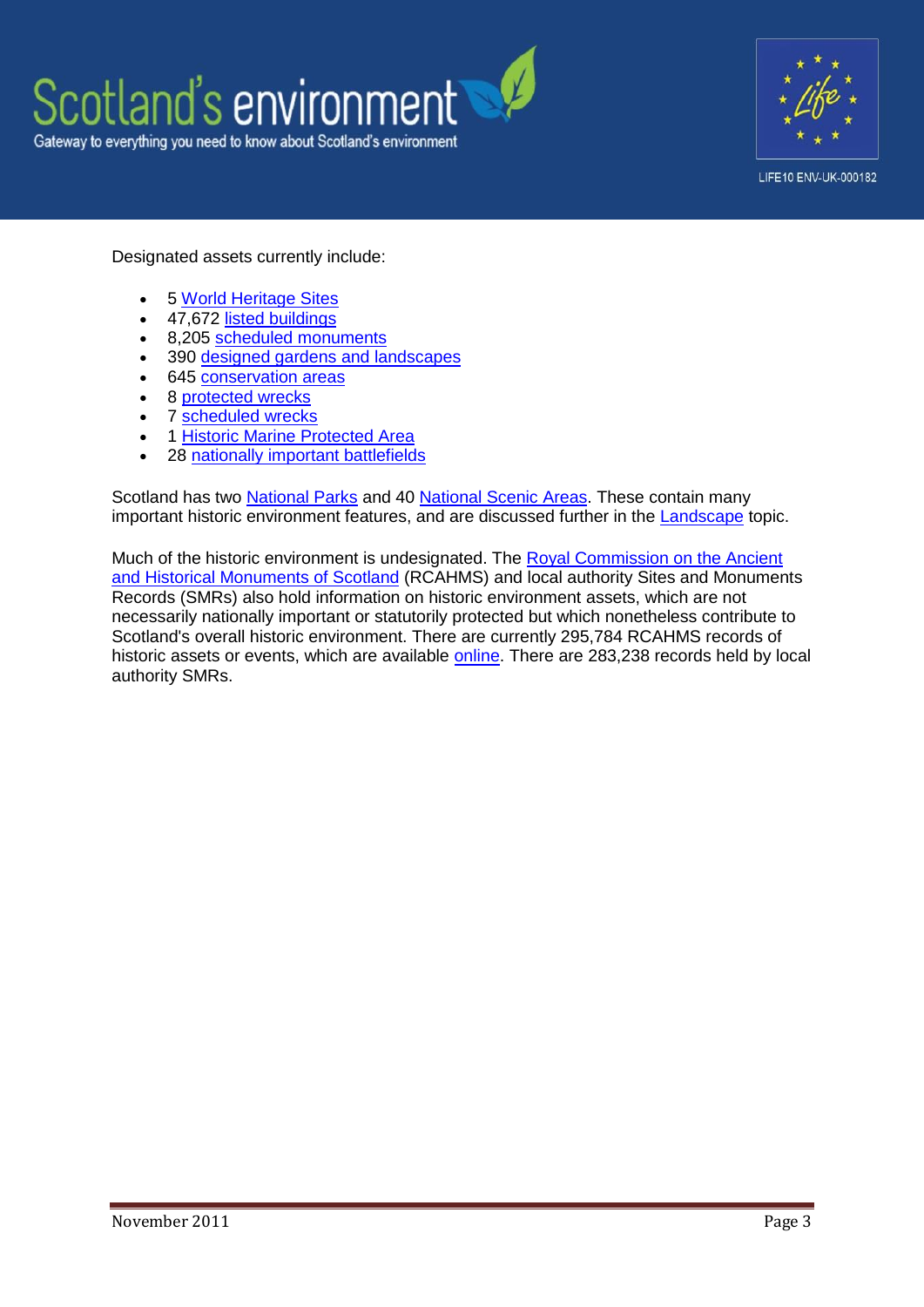Designated assets currently include:

- 5 World Heritage Sites
- 47,672 listed buildings
- 8,205 scheduled monuments
- 390 designed gardens and landscapes
- 645 conservation areas
- 8 protected wrecks
- 7 scheduled wrecks
- 1 Historic Marine Protected Area
- 28 nationally important battlefields

Scotland has two National Parks and 40 National Scenic Areas. These contain many important historic environment features, and are discussed further in the Landscape topic.

Much of the historic environment is undesignated. The Royal Commission on the Ancient and Historical Monuments of Scotland (RCAHMS) and local authority Sites and Monuments Records (SMRs) also hold information on historic environment assets, which are not necessarily nationally important or statutorily protected but which nonetheless contribute to Scotland's overall historic environment. There are currently 295,784 RCAHMS records of historic assets or events, which are available online. There are 283,238 records held by local authority SMRs.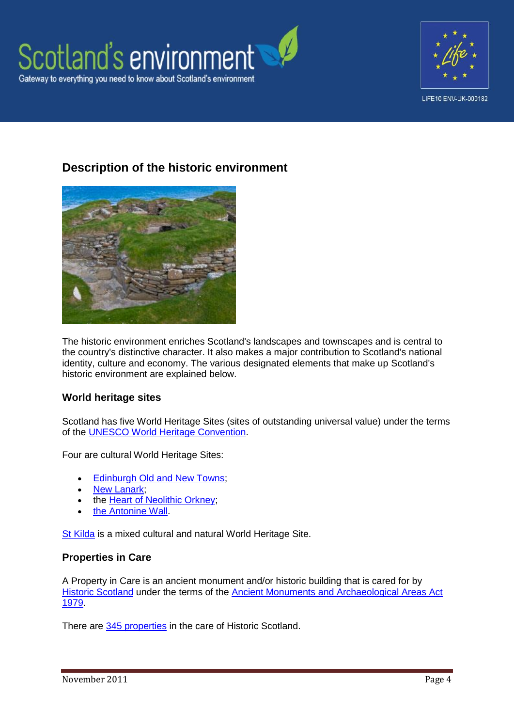## Description of the historic environment

The historic environment enriches Scotland's landscapes and townscapes and is central to the country's distinctive character. It also makes a major contribution to Scotland's national identity, culture and economy. The various designated elements that make up Scotland's historic environment are explained below.

### World heritage sites

Scotland has five World Heritage Sites (sites of outstanding universal value) under the terms of the UNESCO World Heritage Convention.

Four are cultural World Heritage Sites:

- Edinburgh Old and New Towns;
- New Lanark;
- the Heart of Neolithic Orkney;
- the Antonine Wall.

St Kilda is a mixed cultural and natural World Heritage Site.

### Properties in Care

A Property in Care is an ancient monument and/or historic building that is cared for by Historic Scotland under the terms of the Ancient Monuments and Archaeological Areas Act 1979.

There are 345 properties in the care of Historic Scotland.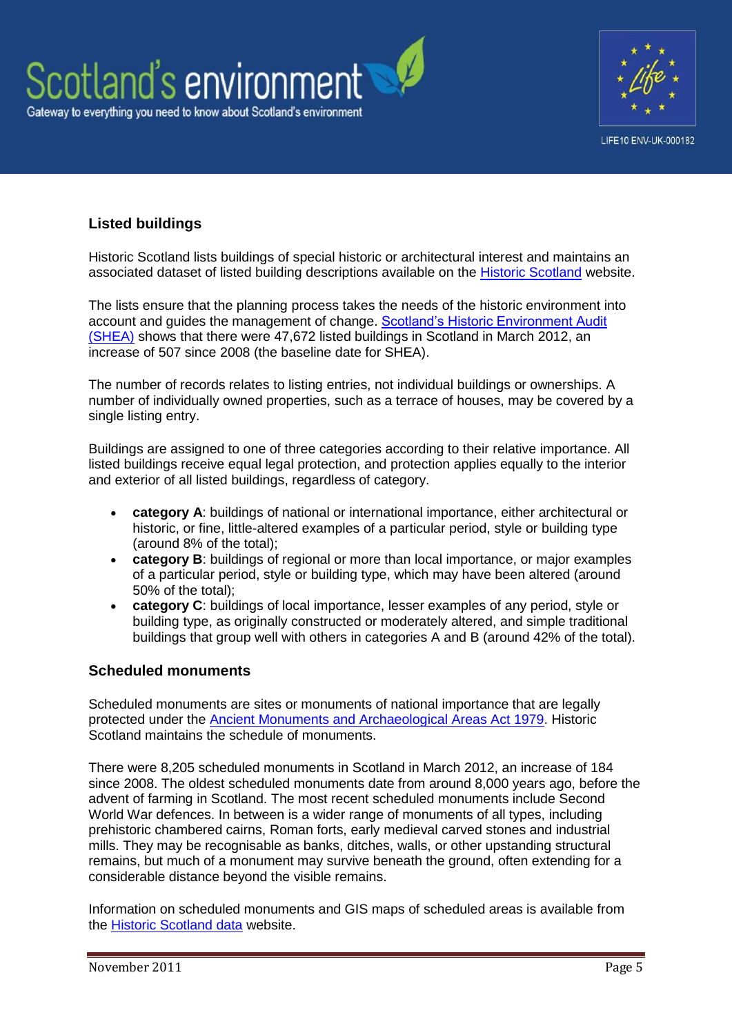## Listed buildings

Historic Scotland lists buildings of special historic or architectural interest and maintains an associated dataset of listed building descriptions available on the Historic Scotland website.

The lists ensure that the planning process takes the needs of the historic environment into account and guides the management of change. Scotland's Historic Environment Audit (SHEA) shows that there were 47,672 listed buildings in Scotland in March 2012, an increase of 507 since 2008 (the baseline date for SHEA).

The number of records relates to listing entries, not individual buildings or ownerships. A number of individually owned properties, such as a terrace of houses, may be covered by a single listing entry.

Buildings are assigned to one of three categories according to their relative importance. All listed buildings receive equal legal protection, and protection applies equally to the interior and exterior of all listed buildings, regardless of category.

- **category A**: buildings of national or international importance, either architectural or historic, or fine, little-altered examples of a particular period, style or building type (around 8% of the total);
- **category B**: buildings of regional or more than local importance, or major examples of a particular period, style or building type, which may have been altered (around 50% of the total);
- **category C**: buildings of local importance, lesser examples of any period, style or building type, as originally constructed or moderately altered, and simple traditional buildings that group well with others in categories A and B (around 42% of the total).

## Scheduled monuments

Scheduled monuments are sites or monuments of national importance that are legally protected under the Ancient Monuments and Archaeological Areas Act 1979. Historic Scotland maintains the schedule of monuments.

There were 8,205 scheduled monuments in Scotland in March 2012, an increase of 184 since 2008. The oldest scheduled monuments date from around 8,000 years ago, before the advent of farming in Scotland. The most recent scheduled monuments include Second World War defences. In between is a wider range of monuments of all types, including prehistoric chambered cairns, Roman forts, early medieval carved stones and industrial mills. They may be recognisable as banks, ditches, walls, or other upstanding structural remains, but much of a monument may survive beneath the ground, often extending for a considerable distance beyond the visible remains.

Information on scheduled monuments and GIS maps of scheduled areas is available from the Historic Scotland data website.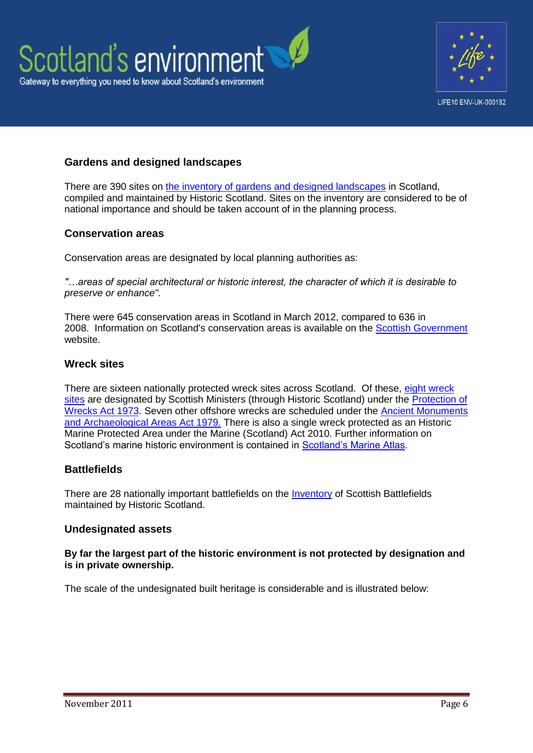## Gardens and designed landscapes

There are 390 sites on the inventory of gardens and designed landscapes in Scotland, compiled and maintained by Historic Scotland. Sites on the inventory are considered to be of national importance and should be taken account of in the planning process.

## Conservation areas

Conservation areas are designated by local planning authorities as:

*"…areas of special architectural or historic interest, the character of which it is desirable to preserve or enhance".*

There were 645 conservation areas in Scotland in March 2012, compared to 636 in 2008. Information on Scotland's conservation areas is available on the Scottish Government website.

## Wreck sites

There are sixteen nationally protected wreck sites across Scotland. Of these, eight wreck sites are designated by Scottish Ministers (through Historic Scotland) under the Protection of Wrecks Act 1973. Seven other offshore wrecks are scheduled under the Ancient Monuments and Archaeological Areas Act 1979. There is also a single wreck protected as an Historic Marine Protected Area under the Marine (Scotland) Act 2010. Further information on Scotland's marine historic environment is contained in Scotland's Marine Atlas.

## Battlefields

There are 28 nationally important battlefields on the Inventory of Scottish Battlefields maintained by Historic Scotland.

## Undesignated assets

**By far the largest part of the historic environment is not protected by designation and is in private ownership.**

The scale of the undesignated built heritage is considerable and is illustrated below: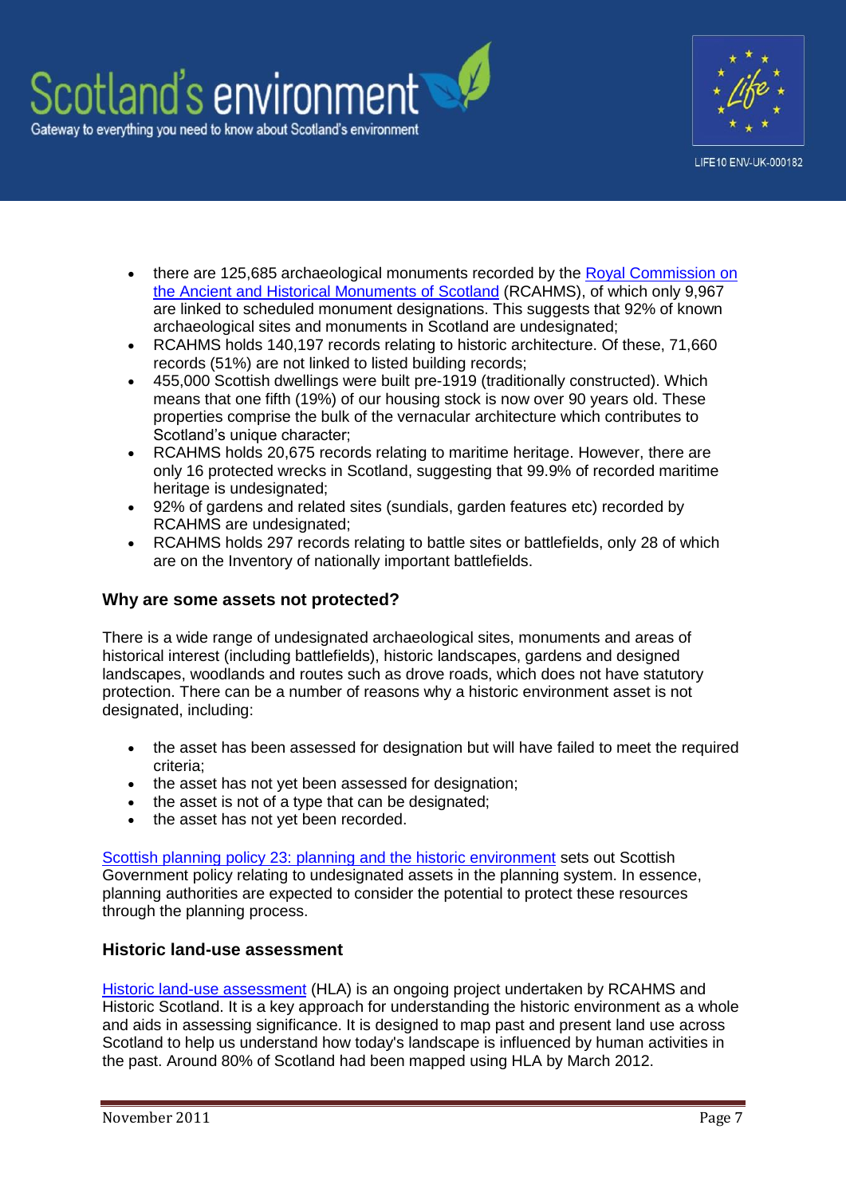- there are 125,685 archaeological monuments recorded by the Royal Commission on the Ancient and Historical Monuments of Scotland (RCAHMS), of which only 9,967 are linked to scheduled monument designations. This suggests that 92% of known archaeological sites and monuments in Scotland are undesignated;
- RCAHMS holds 140,197 records relating to historic architecture. Of these, 71,660 records (51%) are not linked to listed building records;
- 455,000 Scottish dwellings were built pre-1919 (traditionally constructed). Which means that one fifth (19%) of our housing stock is now over 90 years old. These properties comprise the bulk of the vernacular architecture which contributes to Scotland's unique character;
- RCAHMS holds 20,675 records relating to maritime heritage. However, there are only 16 protected wrecks in Scotland, suggesting that 99.9% of recorded maritime heritage is undesignated;
- 92% of gardens and related sites (sundials, garden features etc) recorded by RCAHMS are undesignated;
- RCAHMS holds 297 records relating to battle sites or battlefields, only 28 of which are on the Inventory of nationally important battlefields.

### Why are some assets not protected?

There is a wide range of undesignated archaeological sites, monuments and areas of historical interest (including battlefields), historic landscapes, gardens and designed landscapes, woodlands and routes such as drove roads, which does not have statutory protection. There can be a number of reasons why a historic environment asset is not designated, including:

- the asset has been assessed for designation but will have failed to meet the required criteria;
- the asset has not yet been assessed for designation;
- the asset is not of a type that can be designated;
- the asset has not yet been recorded.

Scottish planning policy 23: planning and the historic environment sets out Scottish Government policy relating to undesignated assets in the planning system. In essence, planning authorities are expected to consider the potential to protect these resources through the planning process.

### Historic land-use assessment

Historic land-use assessment (HLA) is an ongoing project undertaken by RCAHMS and Historic Scotland. It is a key approach for understanding the historic environment as a whole and aids in assessing significance. It is designed to map past and present land use across Scotland to help us understand how today's landscape is influenced by human activities in the past. Around 80% of Scotland had been mapped using HLA by March 2012.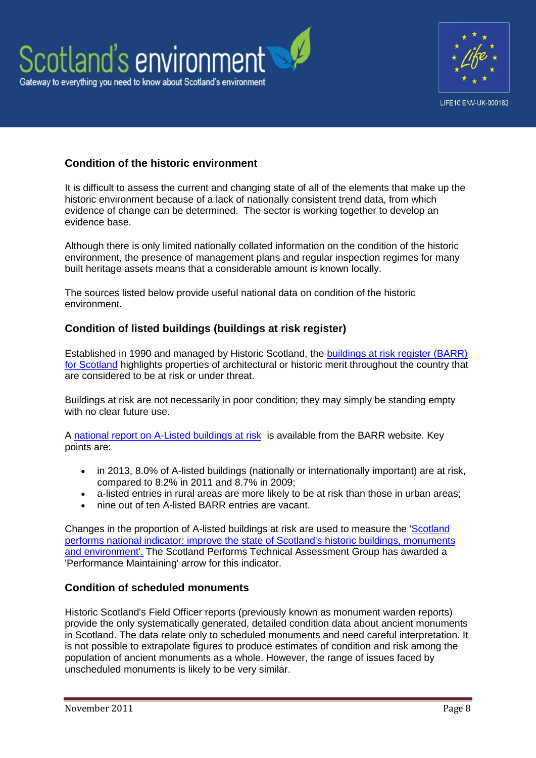## Condition of the historic environment

It is difficult to assess the current and changing state of all of the elements that make up the historic environment because of a lack of nationally consistent trend data, from which evidence of change can be determined. The sector is working together to develop an evidence base.

Although there is only limited nationally collated information on the condition of the historic environment, the presence of management plans and regular inspection regimes for many built heritage assets means that a considerable amount is known locally.

The sources listed below provide useful national data on condition of the historic environment.

## Condition of listed buildings (buildings at risk register)

Established in 1990 and managed by Historic Scotland, the buildings at risk register (BARR) for Scotland highlights properties of architectural or historic merit throughout the country that are considered to be at risk or under threat.

Buildings at risk are not necessarily in poor condition; they may simply be standing empty with no clear future use.

A national report on A-Listed buildings at risk is available from the BARR website. Key points are:

- in 2013, 8.0% of A-listed buildings (nationally or internationally important) are at risk, compared to 8.2% in 2011 and 8.7% in 2009;
- a-listed entries in rural areas are more likely to be at risk than those in urban areas;
- nine out of ten A-listed BARR entries are vacant.

Changes in the proportion of A-listed buildings at risk are used to measure the 'Scotland performs national indicator: improve the state of Scotland's historic buildings, monuments and environment'. The Scotland Performs Technical Assessment Group has awarded a 'Performance Maintaining' arrow for this indicator.

## Condition of scheduled monuments

Historic Scotland's Field Officer reports (previously known as monument warden reports) provide the only systematically generated, detailed condition data about ancient monuments in Scotland. The data relate only to scheduled monuments and need careful interpretation. It is not possible to extrapolate figures to produce estimates of condition and risk among the population of ancient monuments as a whole. However, the range of issues faced by unscheduled monuments is likely to be very similar.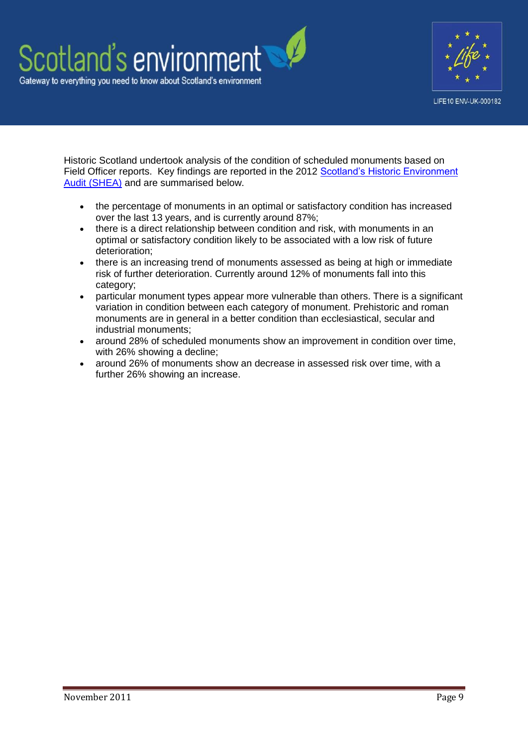Historic Scotland undertook analysis of the condition of scheduled monuments based on Field Officer reports. Key findings are reported in the 2012 [Scotland's Historic Environment Audit (SHEA)]() and are summarised below.

- the percentage of monuments in an optimal or satisfactory condition has increased over the last 13 years, and is currently around 87%;
- there is a direct relationship between condition and risk, with monuments in an optimal or satisfactory condition likely to be associated with a low risk of future deterioration;
- there is an increasing trend of monuments assessed as being at high or immediate risk of further deterioration. Currently around 12% of monuments fall into this category;
- particular monument types appear more vulnerable than others. There is a significant variation in condition between each category of monument. Prehistoric and roman monuments are in general in a better condition than ecclesiastical, secular and industrial monuments;
- around 28% of scheduled monuments show an improvement in condition over time, with 26% showing a decline;
- around 26% of monuments show an decrease in assessed risk over time, with a further 26% showing an increase.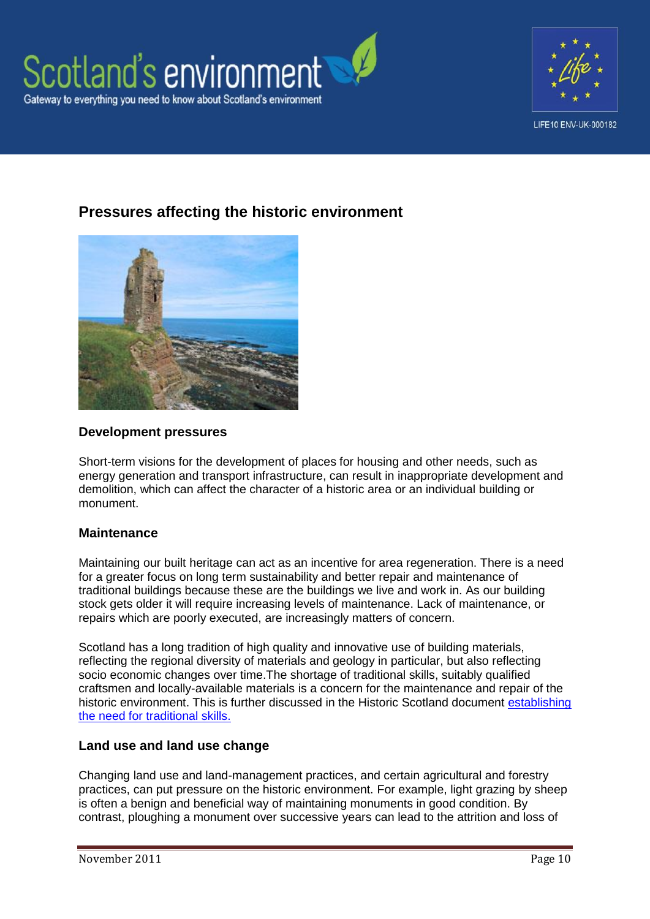## Pressures affecting the historic environment

### Development pressures

Short-term visions for the development of places for housing and other needs, such as energy generation and transport infrastructure, can result in inappropriate development and demolition, which can affect the character of a historic area or an individual building or monument.

### Maintenance

Maintaining our built heritage can act as an incentive for area regeneration. There is a need for a greater focus on long term sustainability and better repair and maintenance of traditional buildings because these are the buildings we live and work in. As our building stock gets older it will require increasing levels of maintenance. Lack of maintenance, or repairs which are poorly executed, are increasingly matters of concern.

Scotland has a long tradition of high quality and innovative use of building materials, reflecting the regional diversity of materials and geology in particular, but also reflecting socio economic changes over time.The shortage of traditional skills, suitably qualified craftsmen and locally-available materials is a concern for the maintenance and repair of the historic environment. This is further discussed in the Historic Scotland document [establishing the need for traditional skills.]

### Land use and land use change

Changing land use and land-management practices, and certain agricultural and forestry practices, can put pressure on the historic environment. For example, light grazing by sheep is often a benign and beneficial way of maintaining monuments in good condition. By contrast, ploughing a monument over successive years can lead to the attrition and loss of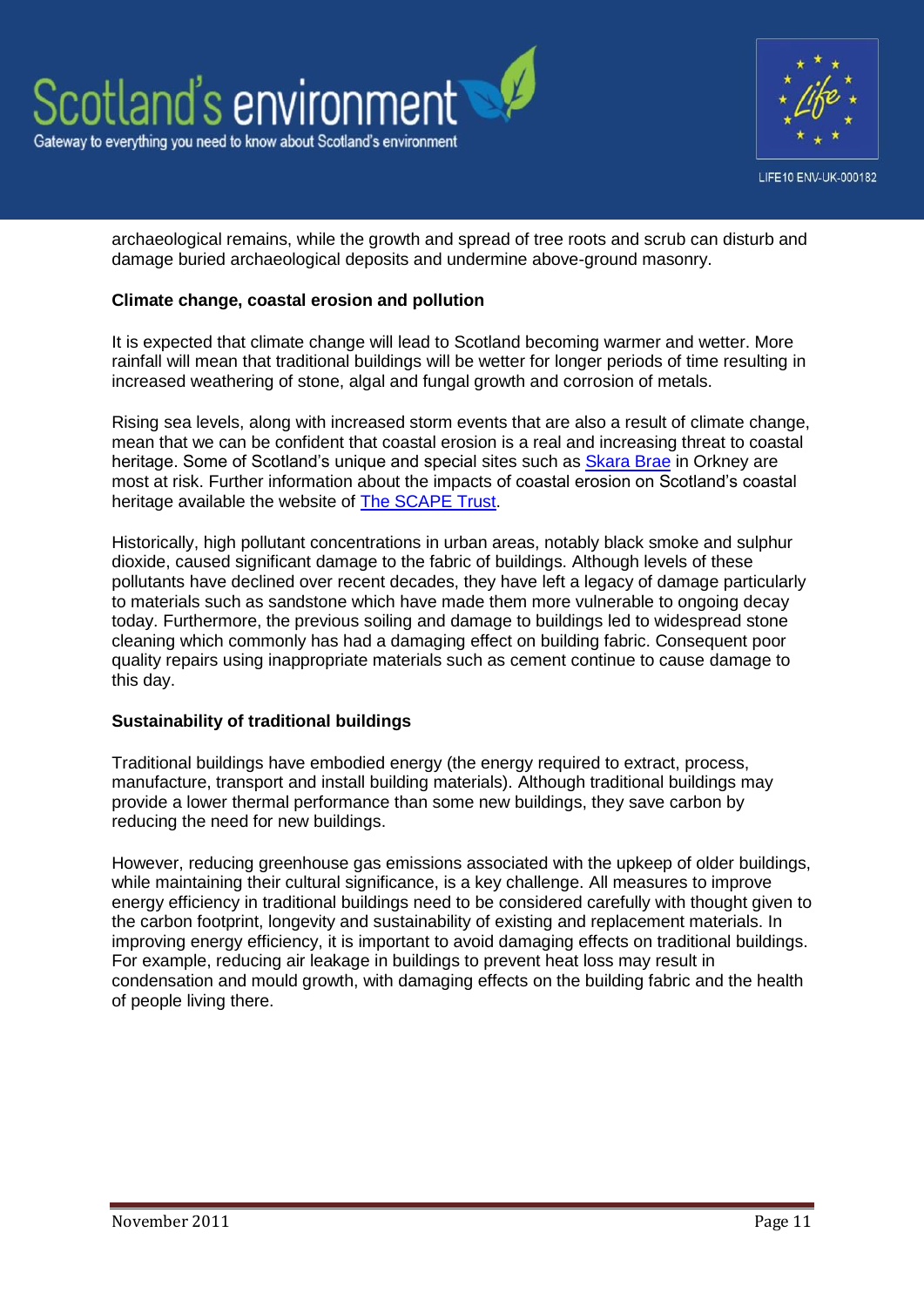archaeological remains, while the growth and spread of tree roots and scrub can disturb and damage buried archaeological deposits and undermine above-ground masonry.

**Climate change, coastal erosion and pollution**

It is expected that climate change will lead to Scotland becoming warmer and wetter. More rainfall will mean that traditional buildings will be wetter for longer periods of time resulting in increased weathering of stone, algal and fungal growth and corrosion of metals.

Rising sea levels, along with increased storm events that are also a result of climate change, mean that we can be confident that coastal erosion is a real and increasing threat to coastal heritage. Some of Scotland's unique and special sites such as Skara Brae in Orkney are most at risk. Further information about the impacts of coastal erosion on Scotland's coastal heritage available the website of The SCAPE Trust.

Historically, high pollutant concentrations in urban areas, notably black smoke and sulphur dioxide, caused significant damage to the fabric of buildings. Although levels of these pollutants have declined over recent decades, they have left a legacy of damage particularly to materials such as sandstone which have made them more vulnerable to ongoing decay today. Furthermore, the previous soiling and damage to buildings led to widespread stone cleaning which commonly has had a damaging effect on building fabric. Consequent poor quality repairs using inappropriate materials such as cement continue to cause damage to this day.

**Sustainability of traditional buildings**

Traditional buildings have embodied energy (the energy required to extract, process, manufacture, transport and install building materials). Although traditional buildings may provide a lower thermal performance than some new buildings, they save carbon by reducing the need for new buildings.

However, reducing greenhouse gas emissions associated with the upkeep of older buildings, while maintaining their cultural significance, is a key challenge. All measures to improve energy efficiency in traditional buildings need to be considered carefully with thought given to the carbon footprint, longevity and sustainability of existing and replacement materials. In improving energy efficiency, it is important to avoid damaging effects on traditional buildings. For example, reducing air leakage in buildings to prevent heat loss may result in condensation and mould growth, with damaging effects on the building fabric and the health of people living there.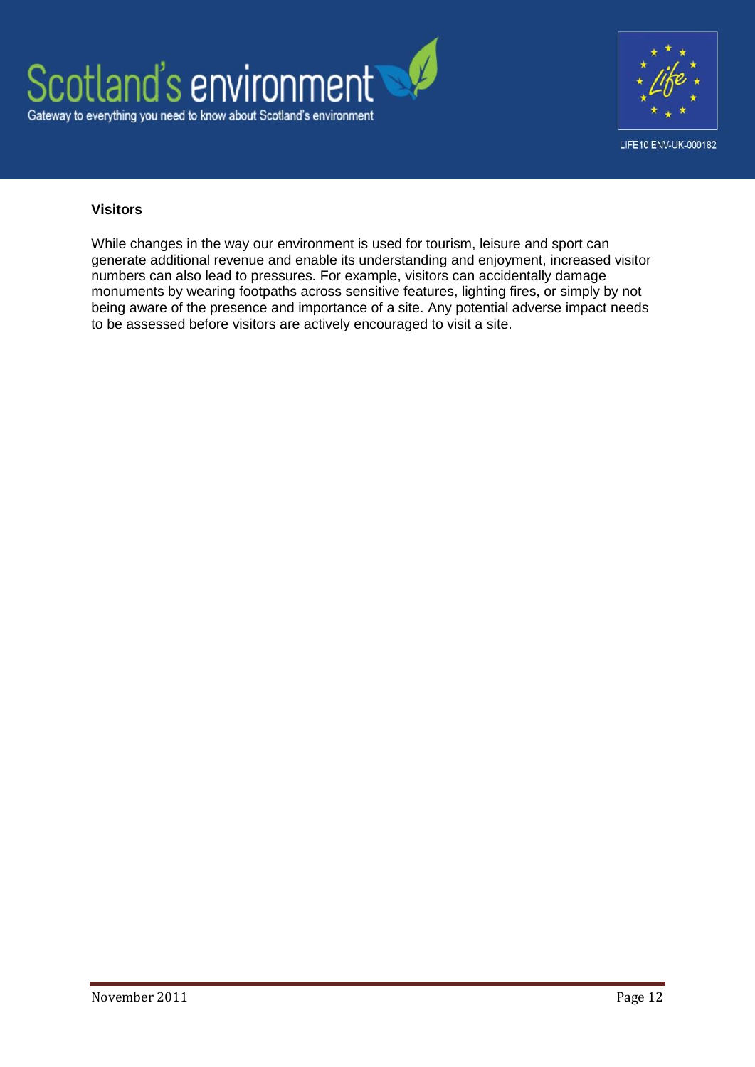**Visitors**

While changes in the way our environment is used for tourism, leisure and sport can generate additional revenue and enable its understanding and enjoyment, increased visitor numbers can also lead to pressures. For example, visitors can accidentally damage monuments by wearing footpaths across sensitive features, lighting fires, or simply by not being aware of the presence and importance of a site. Any potential adverse impact needs to be assessed before visitors are actively encouraged to visit a site.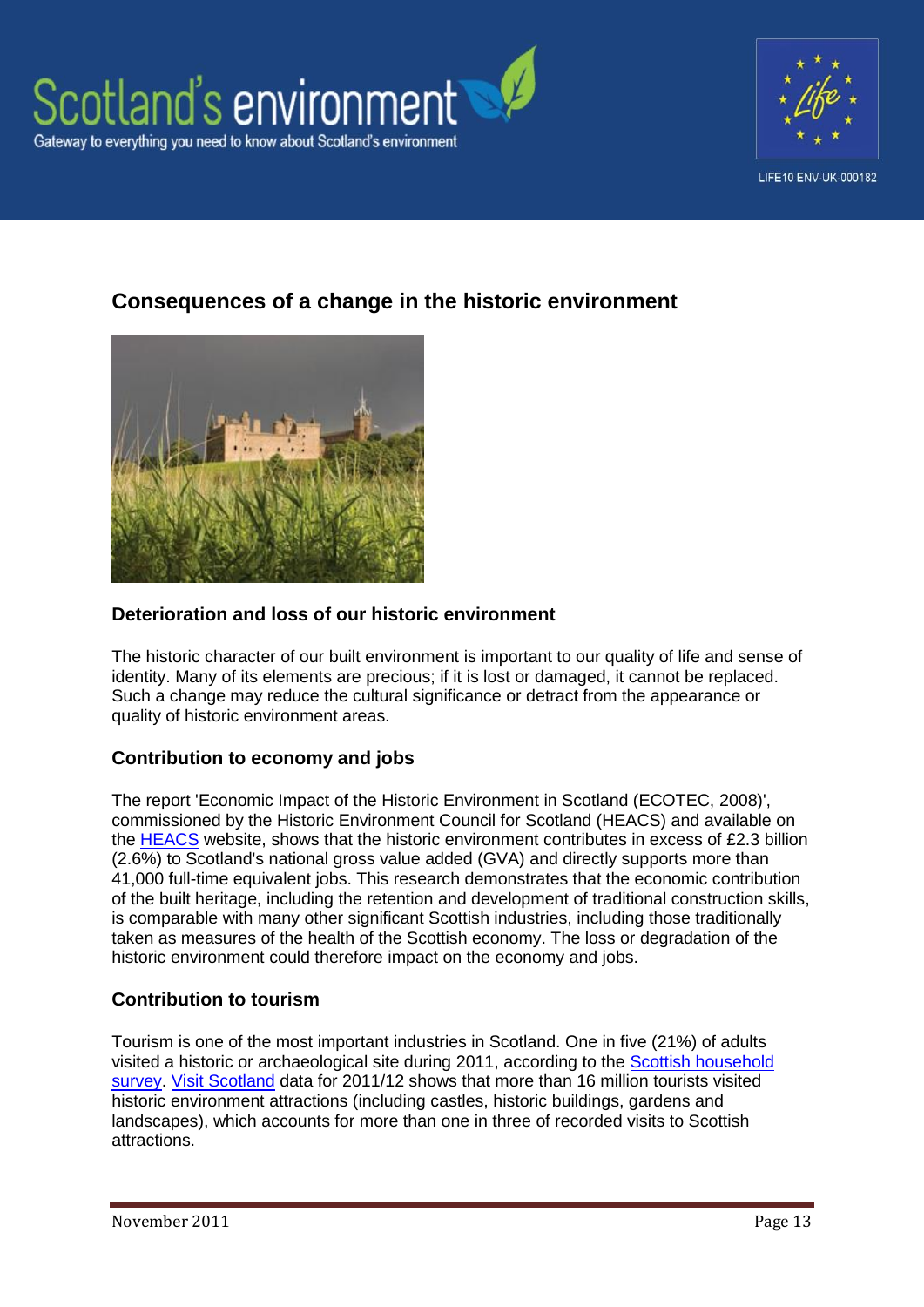# Consequences of a change in the historic environment

## Deterioration and loss of our historic environment

The historic character of our built environment is important to our quality of life and sense of identity. Many of its elements are precious; if it is lost or damaged, it cannot be replaced. Such a change may reduce the cultural significance or detract from the appearance or quality of historic environment areas.

## Contribution to economy and jobs

The report 'Economic Impact of the Historic Environment in Scotland (ECOTEC, 2008)', commissioned by the Historic Environment Council for Scotland (HEACS) and available on the HEACS website, shows that the historic environment contributes in excess of £2.3 billion (2.6%) to Scotland's national gross value added (GVA) and directly supports more than 41,000 full-time equivalent jobs. This research demonstrates that the economic contribution of the built heritage, including the retention and development of traditional construction skills, is comparable with many other significant Scottish industries, including those traditionally taken as measures of the health of the Scottish economy. The loss or degradation of the historic environment could therefore impact on the economy and jobs.

## Contribution to tourism

Tourism is one of the most important industries in Scotland. One in five (21%) of adults visited a historic or archaeological site during 2011, according to the Scottish household survey. Visit Scotland data for 2011/12 shows that more than 16 million tourists visited historic environment attractions (including castles, historic buildings, gardens and landscapes), which accounts for more than one in three of recorded visits to Scottish attractions.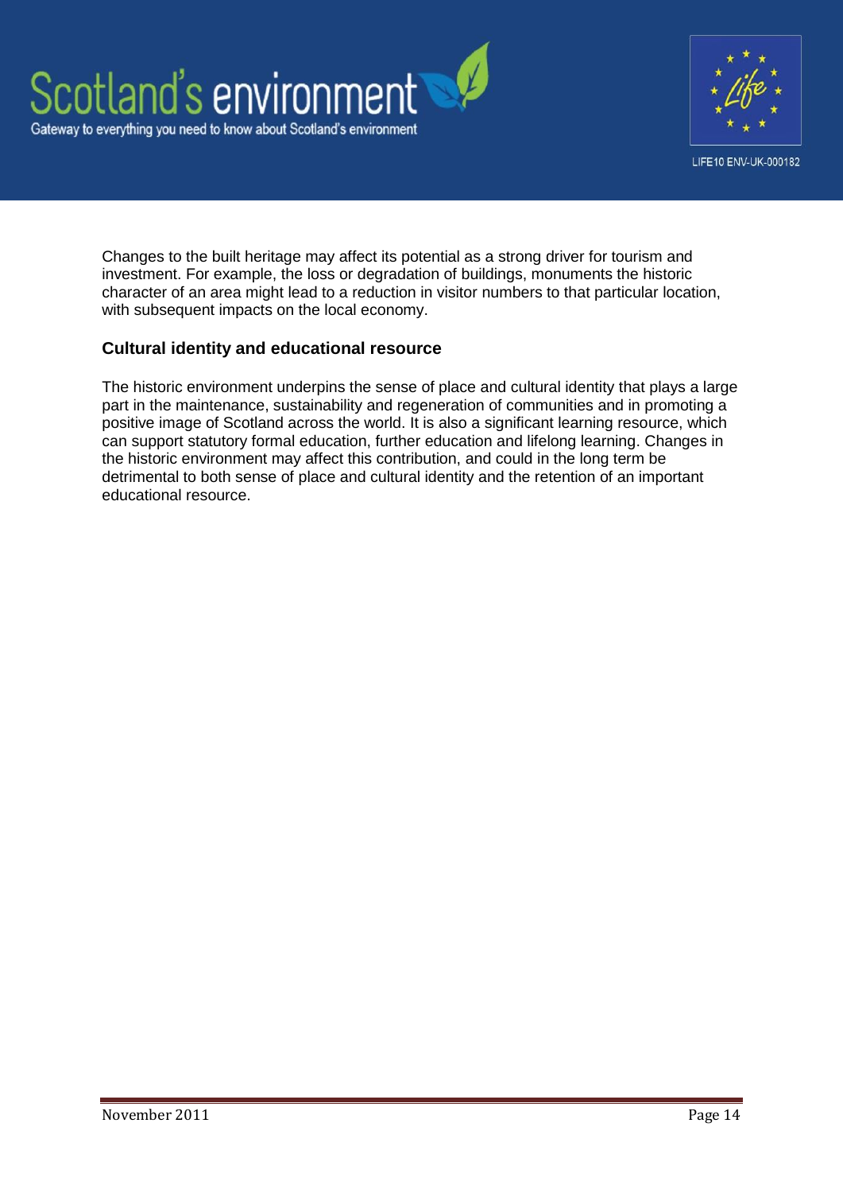Changes to the built heritage may affect its potential as a strong driver for tourism and investment. For example, the loss or degradation of buildings, monuments the historic character of an area might lead to a reduction in visitor numbers to that particular location, with subsequent impacts on the local economy.

### Cultural identity and educational resource

The historic environment underpins the sense of place and cultural identity that plays a large part in the maintenance, sustainability and regeneration of communities and in promoting a positive image of Scotland across the world. It is also a significant learning resource, which can support statutory formal education, further education and lifelong learning. Changes in the historic environment may affect this contribution, and could in the long term be detrimental to both sense of place and cultural identity and the retention of an important educational resource.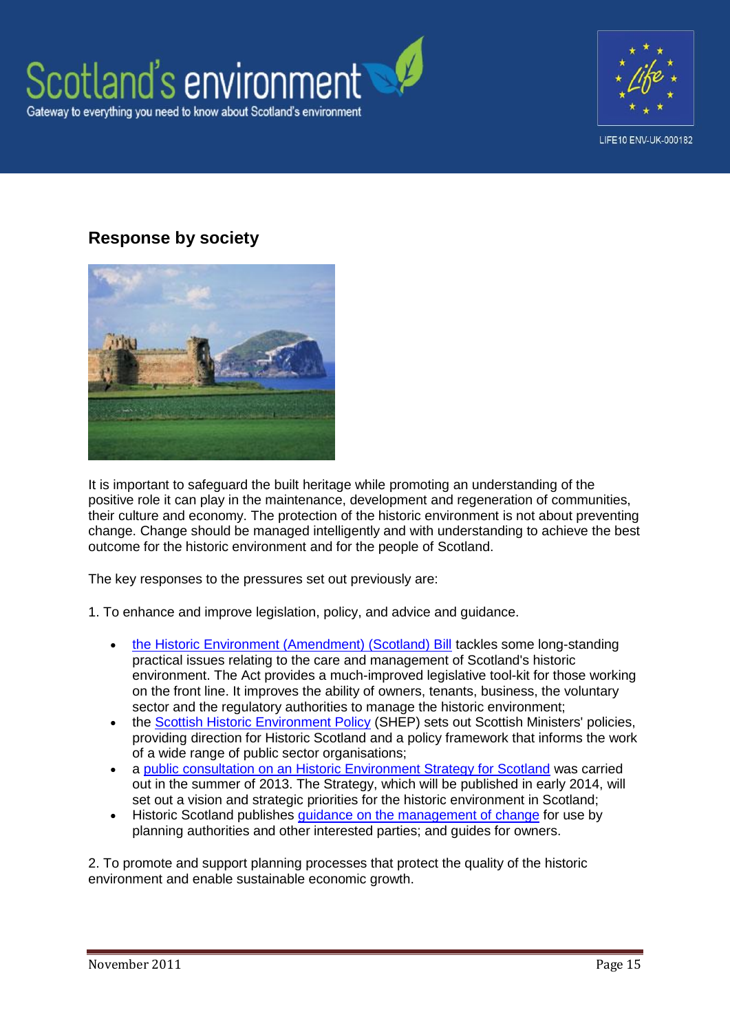## Response by society

It is important to safeguard the built heritage while promoting an understanding of the positive role it can play in the maintenance, development and regeneration of communities, their culture and economy. The protection of the historic environment is not about preventing change. Change should be managed intelligently and with understanding to achieve the best outcome for the historic environment and for the people of Scotland.

The key responses to the pressures set out previously are:

1. To enhance and improve legislation, policy, and advice and guidance.

- the Historic Environment (Amendment) (Scotland) Bill tackles some long-standing practical issues relating to the care and management of Scotland's historic environment. The Act provides a much-improved legislative tool-kit for those working on the front line. It improves the ability of owners, tenants, business, the voluntary sector and the regulatory authorities to manage the historic environment;
- the Scottish Historic Environment Policy (SHEP) sets out Scottish Ministers' policies, providing direction for Historic Scotland and a policy framework that informs the work of a wide range of public sector organisations;
- a public consultation on an Historic Environment Strategy for Scotland was carried out in the summer of 2013. The Strategy, which will be published in early 2014, will set out a vision and strategic priorities for the historic environment in Scotland;
- Historic Scotland publishes guidance on the management of change for use by planning authorities and other interested parties; and guides for owners.

2. To promote and support planning processes that protect the quality of the historic environment and enable sustainable economic growth.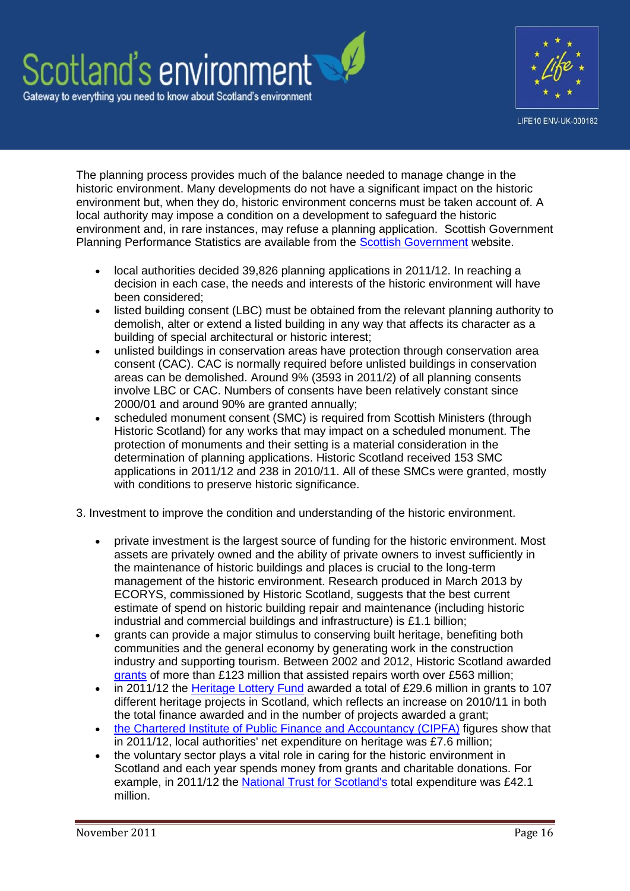The planning process provides much of the balance needed to manage change in the historic environment. Many developments do not have a significant impact on the historic environment but, when they do, historic environment concerns must be taken account of. A local authority may impose a condition on a development to safeguard the historic environment and, in rare instances, may refuse a planning application. Scottish Government Planning Performance Statistics are available from the [Scottish Government](#) website.

- local authorities decided 39,826 planning applications in 2011/12. In reaching a decision in each case, the needs and interests of the historic environment will have been considered;
- listed building consent (LBC) must be obtained from the relevant planning authority to demolish, alter or extend a listed building in any way that affects its character as a building of special architectural or historic interest;
- unlisted buildings in conservation areas have protection through conservation area consent (CAC). CAC is normally required before unlisted buildings in conservation areas can be demolished. Around 9% (3593 in 2011/2) of all planning consents involve LBC or CAC. Numbers of consents have been relatively constant since 2000/01 and around 90% are granted annually;
- scheduled monument consent (SMC) is required from Scottish Ministers (through Historic Scotland) for any works that may impact on a scheduled monument. The protection of monuments and their setting is a material consideration in the determination of planning applications. Historic Scotland received 153 SMC applications in 2011/12 and 238 in 2010/11. All of these SMCs were granted, mostly with conditions to preserve historic significance.

3. Investment to improve the condition and understanding of the historic environment.

- private investment is the largest source of funding for the historic environment. Most assets are privately owned and the ability of private owners to invest sufficiently in the maintenance of historic buildings and places is crucial to the long-term management of the historic environment. Research produced in March 2013 by ECORYS, commissioned by Historic Scotland, suggests that the best current estimate of spend on historic building repair and maintenance (including historic industrial and commercial buildings and infrastructure) is £1.1 billion;
- grants can provide a major stimulus to conserving built heritage, benefiting both communities and the general economy by generating work in the construction industry and supporting tourism. Between 2002 and 2012, Historic Scotland awarded [grants](#) of more than £123 million that assisted repairs worth over £563 million;
- in 2011/12 the [Heritage Lottery Fund](#) awarded a total of £29.6 million in grants to 107 different heritage projects in Scotland, which reflects an increase on 2010/11 in both the total finance awarded and in the number of projects awarded a grant;
- [the Chartered Institute of Public Finance and Accountancy (CIPFA)](#) figures show that in 2011/12, local authorities' net expenditure on heritage was £7.6 million;
- the voluntary sector plays a vital role in caring for the historic environment in Scotland and each year spends money from grants and charitable donations. For example, in 2011/12 the [National Trust for Scotland's](#) total expenditure was £42.1 million.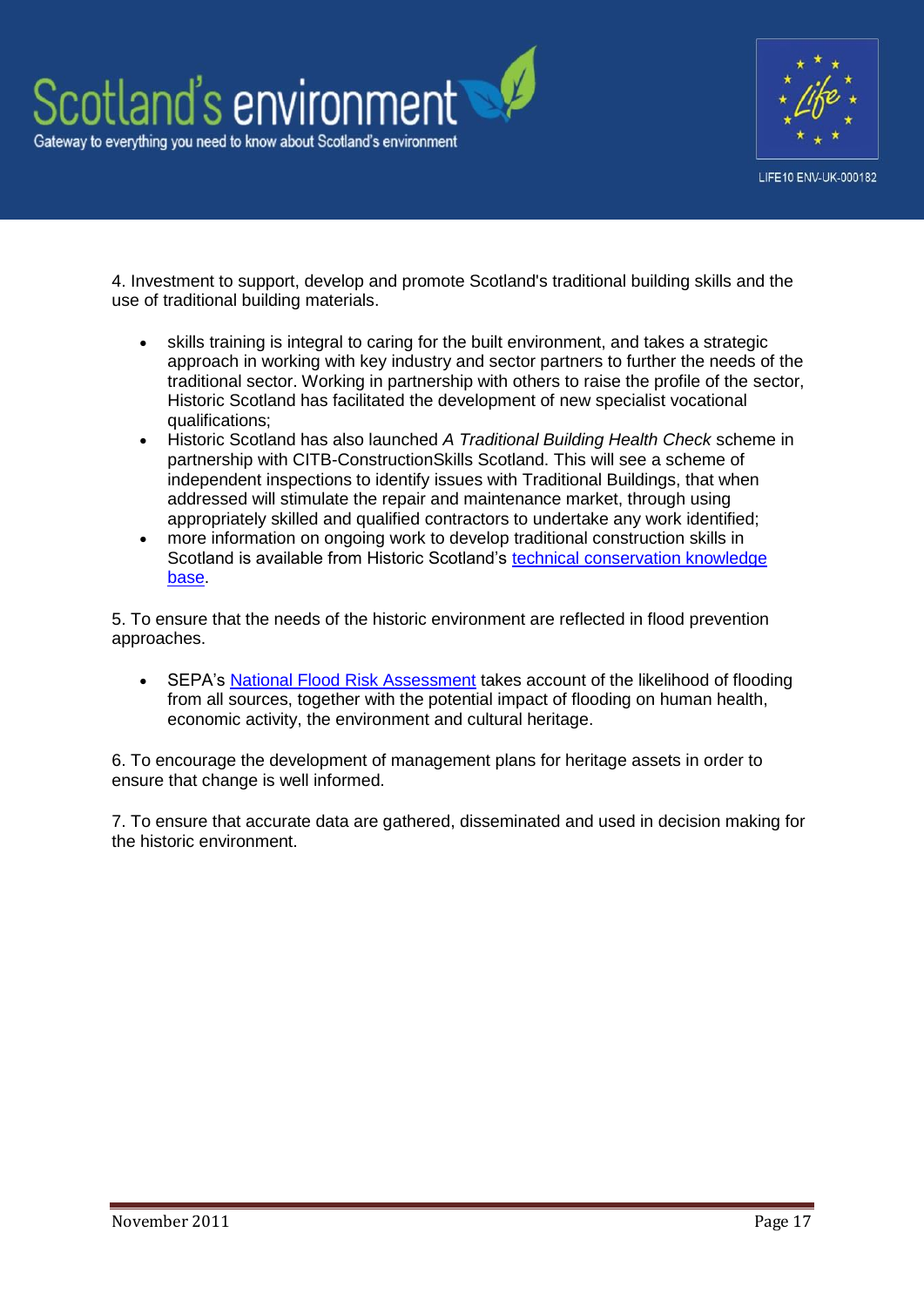4. Investment to support, develop and promote Scotland's traditional building skills and the use of traditional building materials.

- skills training is integral to caring for the built environment, and takes a strategic approach in working with key industry and sector partners to further the needs of the traditional sector. Working in partnership with others to raise the profile of the sector, Historic Scotland has facilitated the development of new specialist vocational qualifications;
- Historic Scotland has also launched *A Traditional Building Health Check* scheme in partnership with CITB-ConstructionSkills Scotland. This will see a scheme of independent inspections to identify issues with Traditional Buildings, that when addressed will stimulate the repair and maintenance market, through using appropriately skilled and qualified contractors to undertake any work identified;
- more information on ongoing work to develop traditional construction skills in Scotland is available from Historic Scotland's technical conservation knowledge base.

5. To ensure that the needs of the historic environment are reflected in flood prevention approaches.

- SEPA's National Flood Risk Assessment takes account of the likelihood of flooding from all sources, together with the potential impact of flooding on human health, economic activity, the environment and cultural heritage.

6. To encourage the development of management plans for heritage assets in order to ensure that change is well informed.

7. To ensure that accurate data are gathered, disseminated and used in decision making for the historic environment.